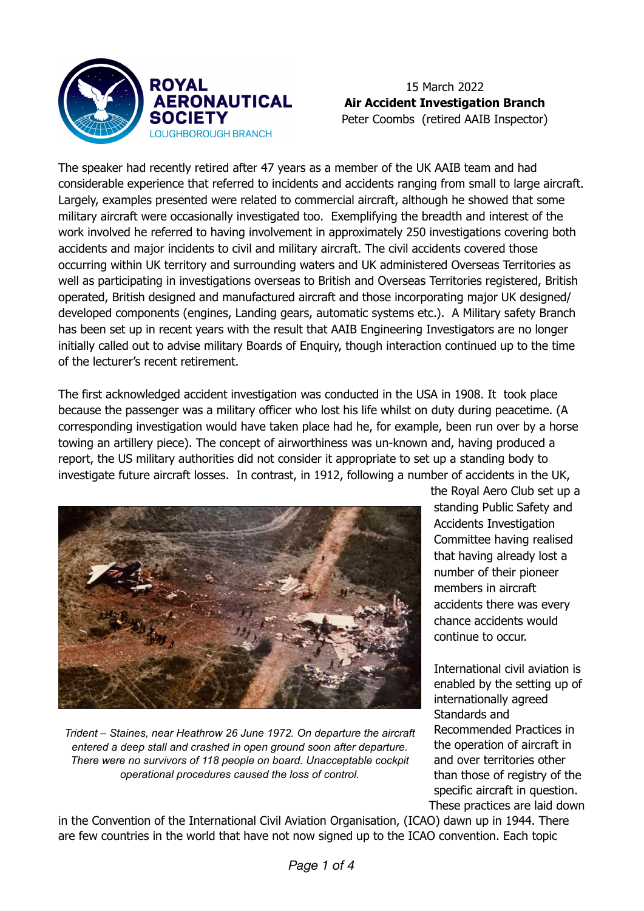ROYAL AERONAUTICAL SOCIETY
LOUGHBOROUGH BRANCH

15 March 2022
**Air Accident Investigation Branch**
Peter Coombs (retired AAIB Inspector)

The speaker had recently retired after 47 years as a member of the UK AAIB team and had considerable experience that referred to incidents and accidents ranging from small to large aircraft. Largely, examples presented were related to commercial aircraft, although he showed that some military aircraft were occasionally investigated too. Exemplifying the breadth and interest of the work involved he referred to having involvement in approximately 250 investigations covering both accidents and major incidents to civil and military aircraft. The civil accidents covered those occurring within UK territory and surrounding waters and UK administered Overseas Territories as well as participating in investigations overseas to British and Overseas Territories registered, British operated, British designed and manufactured aircraft and those incorporating major UK designed/ developed components (engines, Landing gears, automatic systems etc.). A Military safety Branch has been set up in recent years with the result that AAIB Engineering Investigators are no longer initially called out to advise military Boards of Enquiry, though interaction continued up to the time of the lecturer's recent retirement.

The first acknowledged accident investigation was conducted in the USA in 1908. It took place because the passenger was a military officer who lost his life whilst on duty during peacetime. (A corresponding investigation would have taken place had he, for example, been run over by a horse towing an artillery piece). The concept of airworthiness was un-known and, having produced a report, the US military authorities did not consider it appropriate to set up a standing body to investigate future aircraft losses. In contrast, in 1912, following a number of accidents in the UK, the Royal Aero Club set up a standing Public Safety and Accidents Investigation Committee having realised that having already lost a number of their pioneer members in aircraft accidents there was every chance accidents would continue to occur.

*Trident – Staines, near Heathrow 26 June 1972. On departure the aircraft entered a deep stall and crashed in open ground soon after departure. There were no survivors of 118 people on board. Unacceptable cockpit operational procedures caused the loss of control.*

International civil aviation is enabled by the setting up of internationally agreed Standards and Recommended Practices in the operation of aircraft in and over territories other than those of registry of the specific aircraft in question. These practices are laid down in the Convention of the International Civil Aviation Organisation, (ICAO) dawn up in 1944. There are few countries in the world that have not now signed up to the ICAO convention. Each topic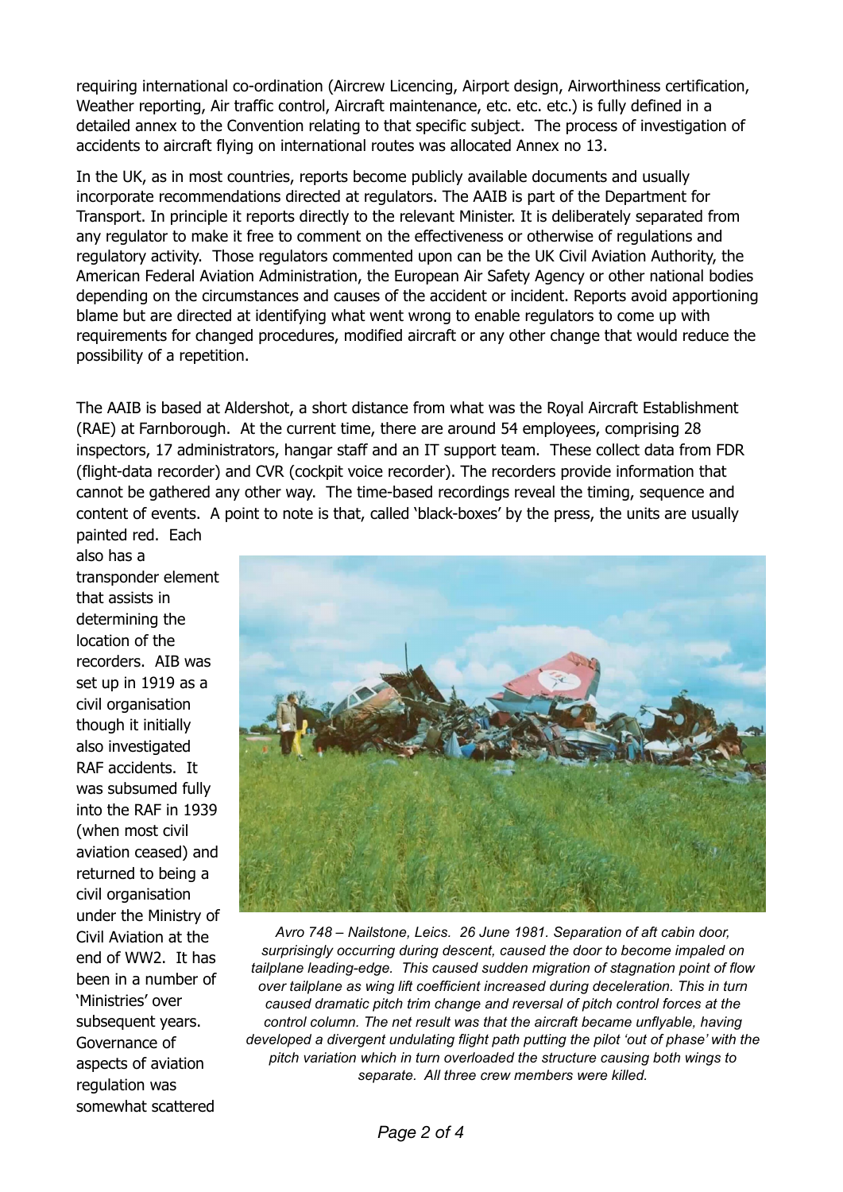requiring international co-ordination (Aircrew Licencing, Airport design, Airworthiness certification, Weather reporting, Air traffic control, Aircraft maintenance, etc. etc. etc.) is fully defined in a detailed annex to the Convention relating to that specific subject. The process of investigation of accidents to aircraft flying on international routes was allocated Annex no 13.

In the UK, as in most countries, reports become publicly available documents and usually incorporate recommendations directed at regulators. The AAIB is part of the Department for Transport. In principle it reports directly to the relevant Minister. It is deliberately separated from any regulator to make it free to comment on the effectiveness or otherwise of regulations and regulatory activity. Those regulators commented upon can be the UK Civil Aviation Authority, the American Federal Aviation Administration, the European Air Safety Agency or other national bodies depending on the circumstances and causes of the accident or incident. Reports avoid apportioning blame but are directed at identifying what went wrong to enable regulators to come up with requirements for changed procedures, modified aircraft or any other change that would reduce the possibility of a repetition.

The AAIB is based at Aldershot, a short distance from what was the Royal Aircraft Establishment (RAE) at Farnborough. At the current time, there are around 54 employees, comprising 28 inspectors, 17 administrators, hangar staff and an IT support team. These collect data from FDR (flight-data recorder) and CVR (cockpit voice recorder). The recorders provide information that cannot be gathered any other way. The time-based recordings reveal the timing, sequence and content of events. A point to note is that, called 'black-boxes' by the press, the units are usually painted red. Each also has a transponder element that assists in determining the location of the recorders. AIB was set up in 1919 as a civil organisation though it initially also investigated RAF accidents. It was subsumed fully into the RAF in 1939 (when most civil aviation ceased) and returned to being a civil organisation under the Ministry of Civil Aviation at the end of WW2. It has been in a number of 'Ministries' over subsequent years. Governance of aspects of aviation regulation was somewhat scattered

*Avro 748 – Nailstone, Leics. 26 June 1981. Separation of aft cabin door, surprisingly occurring during descent, caused the door to become impaled on tailplane leading-edge. This caused sudden migration of stagnation point of flow over tailplane as wing lift coefficient increased during deceleration. This in turn caused dramatic pitch trim change and reversal of pitch control forces at the control column. The net result was that the aircraft became unflyable, having developed a divergent undulating flight path putting the pilot 'out of phase' with the pitch variation which in turn overloaded the structure causing both wings to separate. All three crew members were killed.*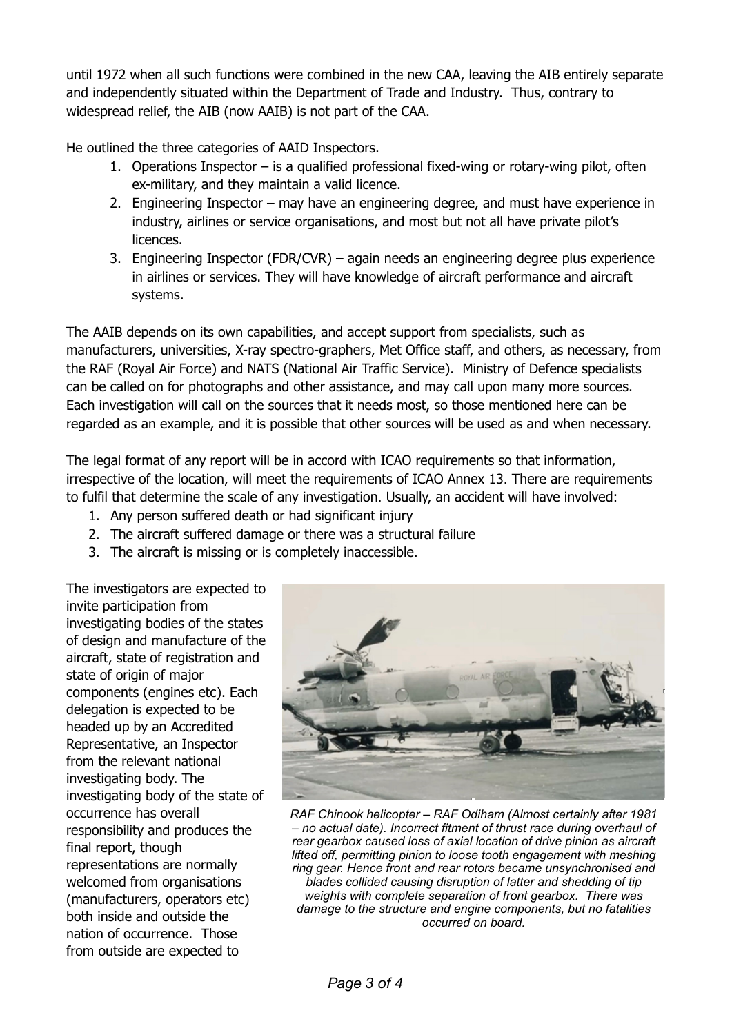until 1972 when all such functions were combined in the new CAA, leaving the AIB entirely separate and independently situated within the Department of Trade and Industry. Thus, contrary to widespread relief, the AIB (now AAIB) is not part of the CAA.

He outlined the three categories of AAID Inspectors.

1. Operations Inspector – is a qualified professional fixed-wing or rotary-wing pilot, often ex-military, and they maintain a valid licence.
2. Engineering Inspector – may have an engineering degree, and must have experience in industry, airlines or service organisations, and most but not all have private pilot's licences.
3. Engineering Inspector (FDR/CVR) – again needs an engineering degree plus experience in airlines or services. They will have knowledge of aircraft performance and aircraft systems.

The AAIB depends on its own capabilities, and accept support from specialists, such as manufacturers, universities, X-ray spectro-graphers, Met Office staff, and others, as necessary, from the RAF (Royal Air Force) and NATS (National Air Traffic Service). Ministry of Defence specialists can be called on for photographs and other assistance, and may call upon many more sources. Each investigation will call on the sources that it needs most, so those mentioned here can be regarded as an example, and it is possible that other sources will be used as and when necessary.

The legal format of any report will be in accord with ICAO requirements so that information, irrespective of the location, will meet the requirements of ICAO Annex 13. There are requirements to fulfil that determine the scale of any investigation. Usually, an accident will have involved:

1. Any person suffered death or had significant injury
2. The aircraft suffered damage or there was a structural failure
3. The aircraft is missing or is completely inaccessible.

The investigators are expected to invite participation from investigating bodies of the states of design and manufacture of the aircraft, state of registration and state of origin of major components (engines etc). Each delegation is expected to be headed up by an Accredited Representative, an Inspector from the relevant national investigating body. The investigating body of the state of occurrence has overall responsibility and produces the final report, though representations are normally welcomed from organisations (manufacturers, operators etc) both inside and outside the nation of occurrence. Those from outside are expected to

*RAF Chinook helicopter – RAF Odiham (Almost certainly after 1981 – no actual date). Incorrect fitment of thrust race during overhaul of rear gearbox caused loss of axial location of drive pinion as aircraft lifted off, permitting pinion to loose tooth engagement with meshing ring gear. Hence front and rear rotors became unsynchronised and blades collided causing disruption of latter and shedding of tip weights with complete separation of front gearbox. There was damage to the structure and engine components, but no fatalities occurred on board.*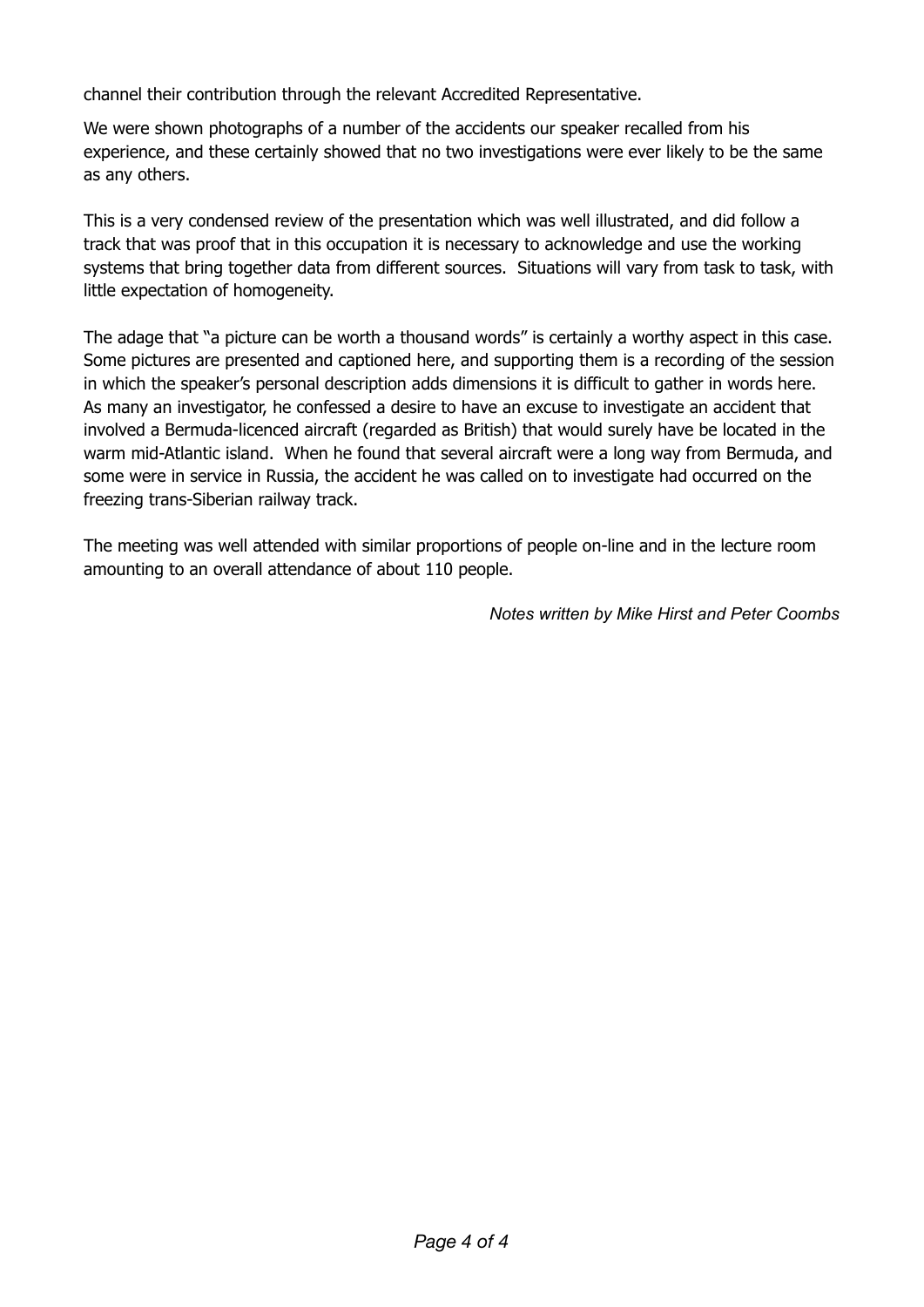channel their contribution through the relevant Accredited Representative.

We were shown photographs of a number of the accidents our speaker recalled from his experience, and these certainly showed that no two investigations were ever likely to be the same as any others.

This is a very condensed review of the presentation which was well illustrated, and did follow a track that was proof that in this occupation it is necessary to acknowledge and use the working systems that bring together data from different sources. Situations will vary from task to task, with little expectation of homogeneity.

The adage that "a picture can be worth a thousand words" is certainly a worthy aspect in this case. Some pictures are presented and captioned here, and supporting them is a recording of the session in which the speaker's personal description adds dimensions it is difficult to gather in words here. As many an investigator, he confessed a desire to have an excuse to investigate an accident that involved a Bermuda-licenced aircraft (regarded as British) that would surely have be located in the warm mid-Atlantic island. When he found that several aircraft were a long way from Bermuda, and some were in service in Russia, the accident he was called on to investigate had occurred on the freezing trans-Siberian railway track.

The meeting was well attended with similar proportions of people on-line and in the lecture room amounting to an overall attendance of about 110 people.

*Notes written by Mike Hirst and Peter Coombs*